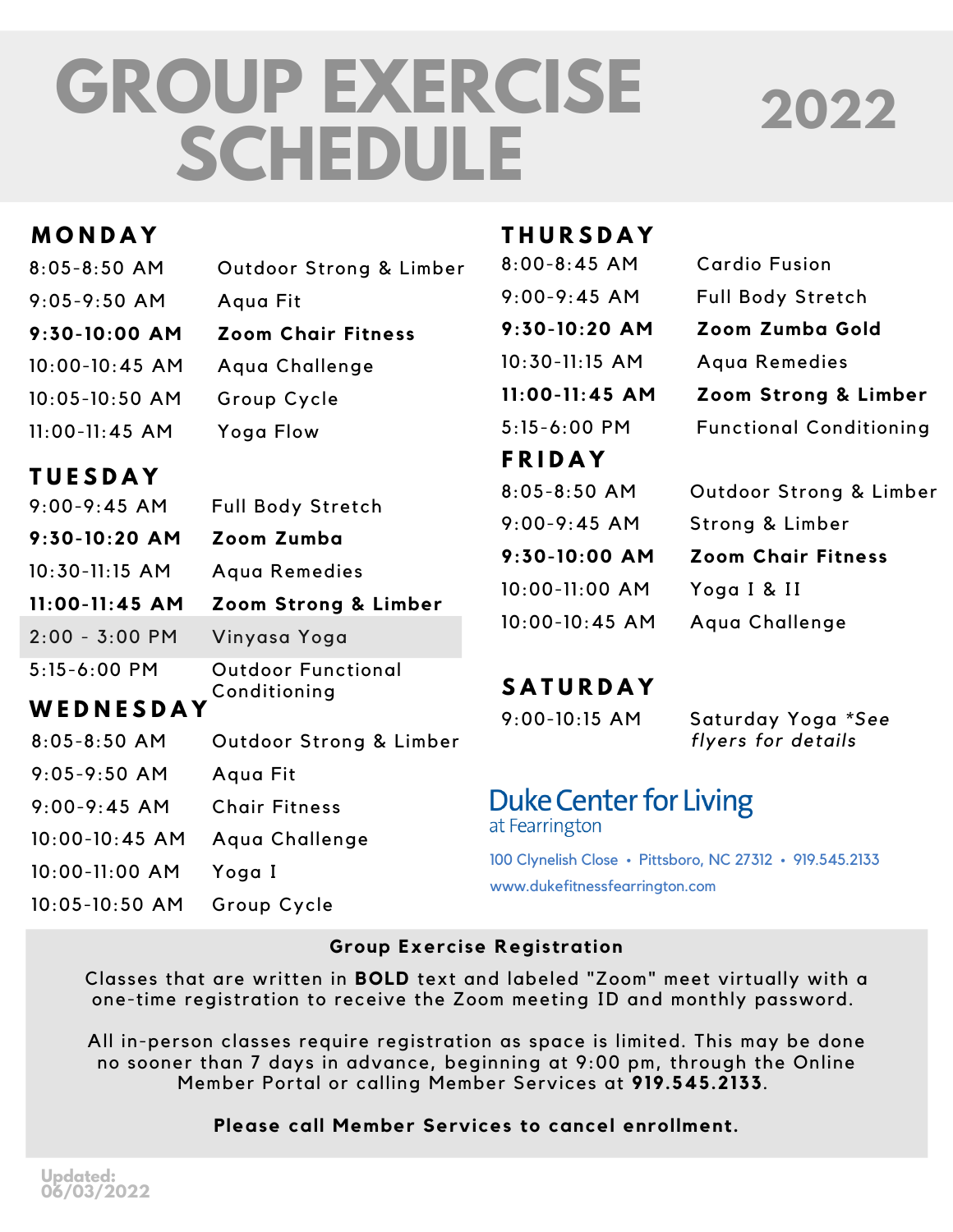# GROUP EXERCISE SCHEDULE 2022

## MONDAY

| Time | Class |
|---|---|
| 8:05-8:50 AM | Outdoor Strong & Limber |
| 9:05-9:50 AM | Aqua Fit |
| **9:30-10:00 AM** | **Zoom Chair Fitness** |
| 10:00-10:45 AM | Aqua Challenge |
| 10:05-10:50 AM | Group Cycle |
| 11:00-11:45 AM | Yoga Flow |

## TUESDAY

| Time | Class |
|---|---|
| 9:00-9:45 AM | Full Body Stretch |
| **9:30-10:20 AM** | **Zoom Zumba** |
| 10:30-11:15 AM | Aqua Remedies |
| **11:00-11:45 AM** | **Zoom Strong & Limber** |
| 2:00 - 3:00 PM | Vinyasa Yoga |
| 5:15-6:00 PM | Outdoor Functional Conditioning |

## WEDNESDAY

| Time | Class |
|---|---|
| 8:05-8:50 AM | Outdoor Strong & Limber |
| 9:05-9:50 AM | Aqua Fit |
| 9:00-9:45 AM | Chair Fitness |
| 10:00-10:45 AM | Aqua Challenge |
| 10:00-11:00 AM | Yoga I |
| 10:05-10:50 AM | Group Cycle |

## THURSDAY

| Time | Class |
|---|---|
| 8:00-8:45 AM | Cardio Fusion |
| 9:00-9:45 AM | Full Body Stretch |
| **9:30-10:20 AM** | **Zoom Zumba Gold** |
| 10:30-11:15 AM | Aqua Remedies |
| **11:00-11:45 AM** | **Zoom Strong & Limber** |
| 5:15-6:00 PM | Functional Conditioning |

## FRIDAY

| Time | Class |
|---|---|
| 8:05-8:50 AM | Outdoor Strong & Limber |
| 9:00-9:45 AM | Strong & Limber |
| **9:30-10:00 AM** | **Zoom Chair Fitness** |
| 10:00-11:00 AM | Yoga I & II |
| 10:00-10:45 AM | Aqua Challenge |

## SATURDAY

| Time | Class |
|---|---|
| 9:00-10:15 AM | Saturday Yoga **See flyers for details* |

Duke Center for Living
at Fearrington

100 Clynelish Close • Pittsboro, NC 27312 • 919.545.2133
www.dukefitnessfearrington.com

**Group Exercise Registration**

Classes that are written in **BOLD** text and labeled "Zoom" meet virtually with a one-time registration to receive the Zoom meeting ID and monthly password.

All in-person classes require registration as space is limited. This may be done no sooner than 7 days in advance, beginning at 9:00 pm, through the Online Member Portal or calling Member Services at **919.545.2133**.

**Please call Member Services to cancel enrollment.**

Updated:
06/03/2022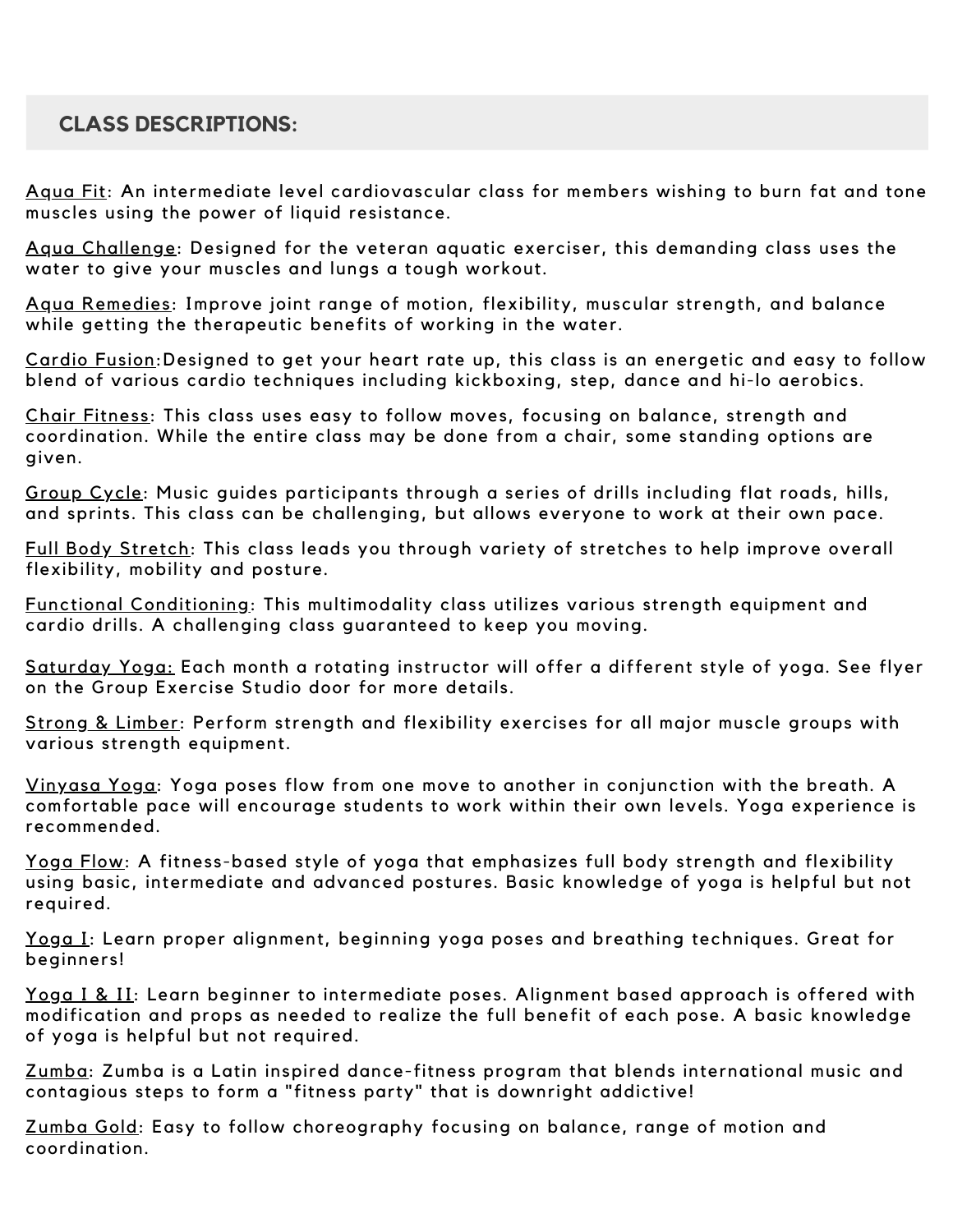## CLASS DESCRIPTIONS:

Aqua Fit: An intermediate level cardiovascular class for members wishing to burn fat and tone muscles using the power of liquid resistance.

Aqua Challenge: Designed for the veteran aquatic exerciser, this demanding class uses the water to give your muscles and lungs a tough workout.

Aqua Remedies: Improve joint range of motion, flexibility, muscular strength, and balance while getting the therapeutic benefits of working in the water.

Cardio Fusion:Designed to get your heart rate up, this class is an energetic and easy to follow blend of various cardio techniques including kickboxing, step, dance and hi-lo aerobics.

Chair Fitness: This class uses easy to follow moves, focusing on balance, strength and coordination. While the entire class may be done from a chair, some standing options are given.

Group Cycle: Music guides participants through a series of drills including flat roads, hills, and sprints. This class can be challenging, but allows everyone to work at their own pace.

Full Body Stretch: This class leads you through variety of stretches to help improve overall flexibility, mobility and posture.

Functional Conditioning: This multimodality class utilizes various strength equipment and cardio drills. A challenging class guaranteed to keep you moving.

Saturday Yoga: Each month a rotating instructor will offer a different style of yoga. See flyer on the Group Exercise Studio door for more details.

Strong & Limber: Perform strength and flexibility exercises for all major muscle groups with various strength equipment.

Vinyasa Yoga: Yoga poses flow from one move to another in conjunction with the breath. A comfortable pace will encourage students to work within their own levels. Yoga experience is recommended.

Yoga Flow: A fitness-based style of yoga that emphasizes full body strength and flexibility using basic, intermediate and advanced postures. Basic knowledge of yoga is helpful but not required.

Yoga I: Learn proper alignment, beginning yoga poses and breathing techniques. Great for beginners!

Yoga I & II: Learn beginner to intermediate poses. Alignment based approach is offered with modification and props as needed to realize the full benefit of each pose. A basic knowledge of yoga is helpful but not required.

Zumba: Zumba is a Latin inspired dance-fitness program that blends international music and contagious steps to form a "fitness party" that is downright addictive!

Zumba Gold: Easy to follow choreography focusing on balance, range of motion and coordination.